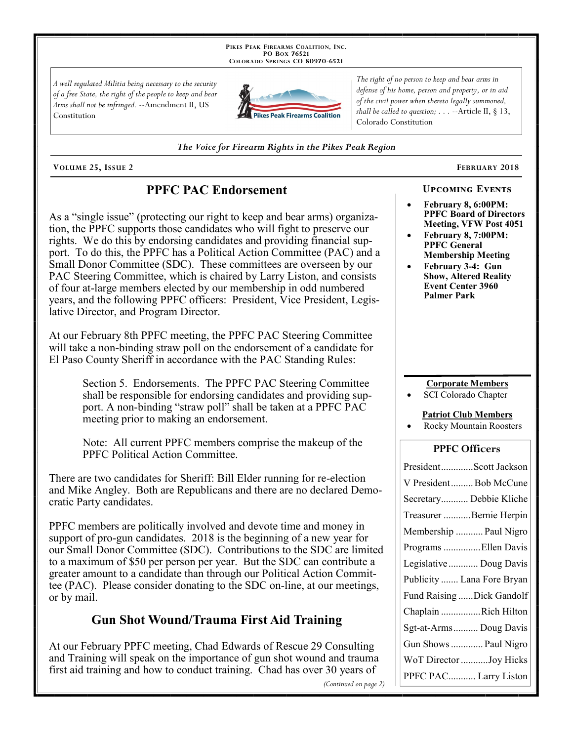Pikes Peak Firearms Coalition, Inc.
PO Box 76521
Colorado Springs CO 80970-6521

*A well regulated Militia being necessary to the security of a free State, the right of the people to keep and bear Arms shall not be infringed.* --Amendment II, US Constitution

*The right of no person to keep and bear arms in defense of his home, person and property, or in aid of the civil power when thereto legally summoned, shall be called to question; . . .* --Article II, § 13, Colorado Constitution

*The Voice for Firearm Rights in the Pikes Peak Region*

**Volume 25, Issue 2** — **February 2018**

## PPFC PAC Endorsement

As a "single issue" (protecting our right to keep and bear arms) organization, the PPFC supports those candidates who will fight to preserve our rights. We do this by endorsing candidates and providing financial support. To do this, the PPFC has a Political Action Committee (PAC) and a Small Donor Committee (SDC). These committees are overseen by our PAC Steering Committee, which is chaired by Larry Liston, and consists of four at-large members elected by our membership in odd numbered years, and the following PPFC officers: President, Vice President, Legislative Director, and Program Director.

At our February 8th PPFC meeting, the PPFC PAC Steering Committee will take a non-binding straw poll on the endorsement of a candidate for El Paso County Sheriff in accordance with the PAC Standing Rules:

> Section 5. Endorsements. The PPFC PAC Steering Committee shall be responsible for endorsing candidates and providing support. A non-binding "straw poll" shall be taken at a PPFC PAC meeting prior to making an endorsement.
>
> Note: All current PPFC members comprise the makeup of the PPFC Political Action Committee.

There are two candidates for Sheriff: Bill Elder running for re-election and Mike Angley. Both are Republicans and there are no declared Democratic Party candidates.

PPFC members are politically involved and devote time and money in support of pro-gun candidates. 2018 is the beginning of a new year for our Small Donor Committee (SDC). Contributions to the SDC are limited to a maximum of $50 per person per year. But the SDC can contribute a greater amount to a candidate than through our Political Action Committee (PAC). Please consider donating to the SDC on-line, at our meetings, or by mail.

## Gun Shot Wound/Trauma First Aid Training

At our February PPFC meeting, Chad Edwards of Rescue 29 Consulting and Training will speak on the importance of gun shot wound and trauma first aid training and how to conduct training. Chad has over 30 years of

*(Continued on page 2)*

### Upcoming Events

- **February 8, 6:00PM: PPFC Board of Directors Meeting, VFW Post 4051**
- **February 8, 7:00PM: PPFC General Membership Meeting**
- **February 3-4: Gun Show, Altered Reality Event Center 3960 Palmer Park**

**Corporate Members**

- SCI Colorado Chapter

**Patriot Club Members**

- Rocky Mountain Roosters

### PPFC Officers

| Office | Name |
|---|---|
| President | Scott Jackson |
| V President | Bob McCune |
| Secretary | Debbie Kliche |
| Treasurer | Bernie Herpin |
| Membership | Paul Nigro |
| Programs | Ellen Davis |
| Legislative | Doug Davis |
| Publicity | Lana Fore Bryan |
| Fund Raising | Dick Gandolf |
| Chaplain | Rich Hilton |
| Sgt-at-Arms | Doug Davis |
| Gun Shows | Paul Nigro |
| WoT Director | Joy Hicks |
| PPFC PAC | Larry Liston |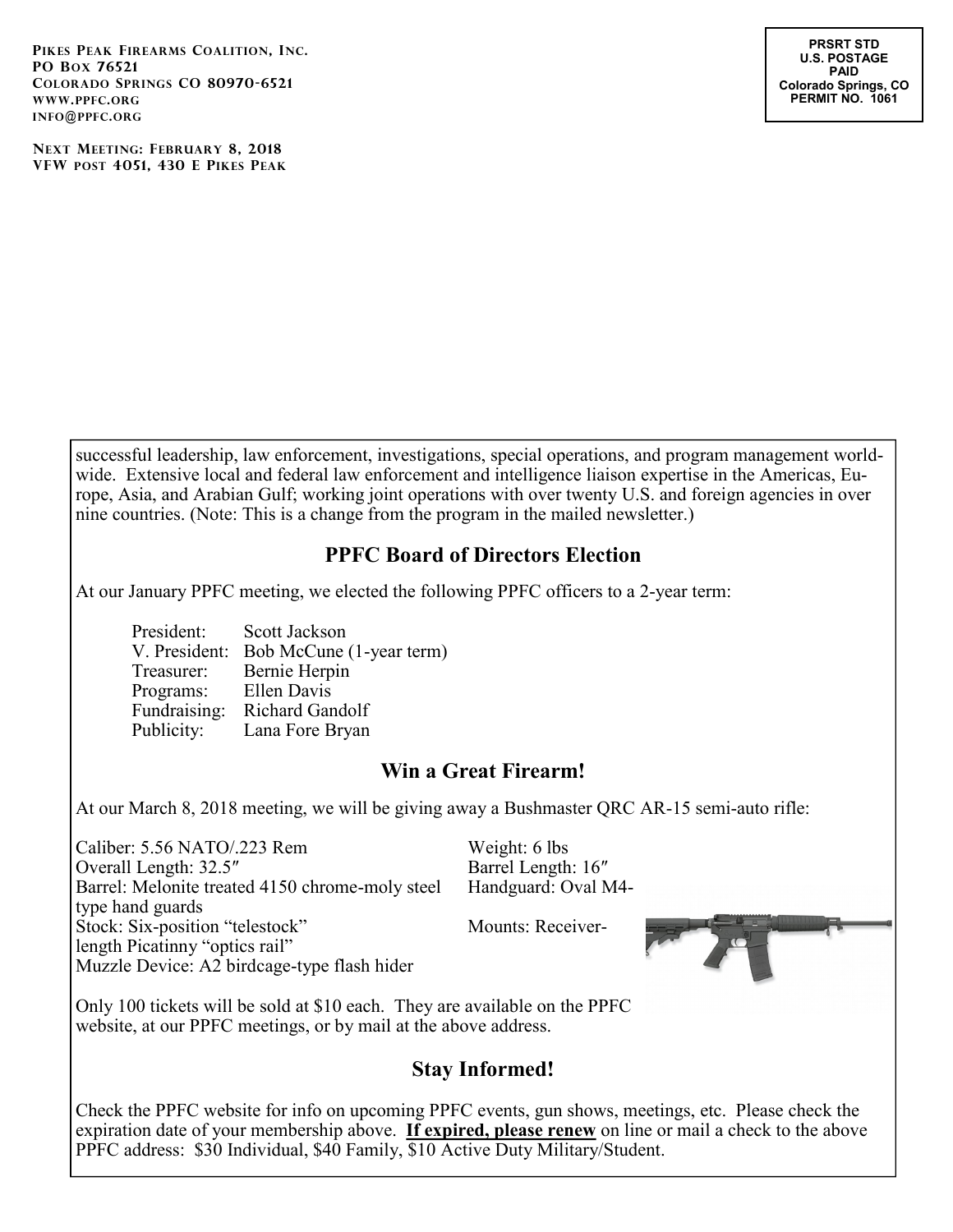PIKES PEAK FIREARMS COALITION, INC.
PO BOX 76521
COLORADO SPRINGS CO 80970-6521
WWW.PPFC.ORG
INFO@PPFC.ORG

PRSRT STD
U.S. POSTAGE
PAID
Colorado Springs, CO
PERMIT NO. 1061

NEXT MEETING: FEBRUARY 8, 2018
VFW POST 4051, 430 E PIKES PEAK

successful leadership, law enforcement, investigations, special operations, and program management worldwide. Extensive local and federal law enforcement and intelligence liaison expertise in the Americas, Europe, Asia, and Arabian Gulf; working joint operations with over twenty U.S. and foreign agencies in over nine countries. (Note: This is a change from the program in the mailed newsletter.)

## PPFC Board of Directors Election

At our January PPFC meeting, we elected the following PPFC officers to a 2-year term:

| | |
|---|---|
| President: | Scott Jackson |
| V. President: | Bob McCune (1-year term) |
| Treasurer: | Bernie Herpin |
| Programs: | Ellen Davis |
| Fundraising: | Richard Gandolf |
| Publicity: | Lana Fore Bryan |

## Win a Great Firearm!

At our March 8, 2018 meeting, we will be giving away a Bushmaster QRC AR-15 semi-auto rifle:

Caliber: 5.56 NATO/.223 Rem
Weight: 6 lbs
Overall Length: 32.5″
Barrel Length: 16″
Barrel: Melonite treated 4150 chrome-moly steel
Handguard: Oval M4-type hand guards
Stock: Six-position "telestock"
Mounts: Receiver-length Picatinny "optics rail"
Muzzle Device: A2 birdcage-type flash hider

Only 100 tickets will be sold at $10 each. They are available on the PPFC website, at our PPFC meetings, or by mail at the above address.

## Stay Informed!

Check the PPFC website for info on upcoming PPFC events, gun shows, meetings, etc. Please check the expiration date of your membership above. **If expired, please renew** on line or mail a check to the above PPFC address: $30 Individual, $40 Family, $10 Active Duty Military/Student.